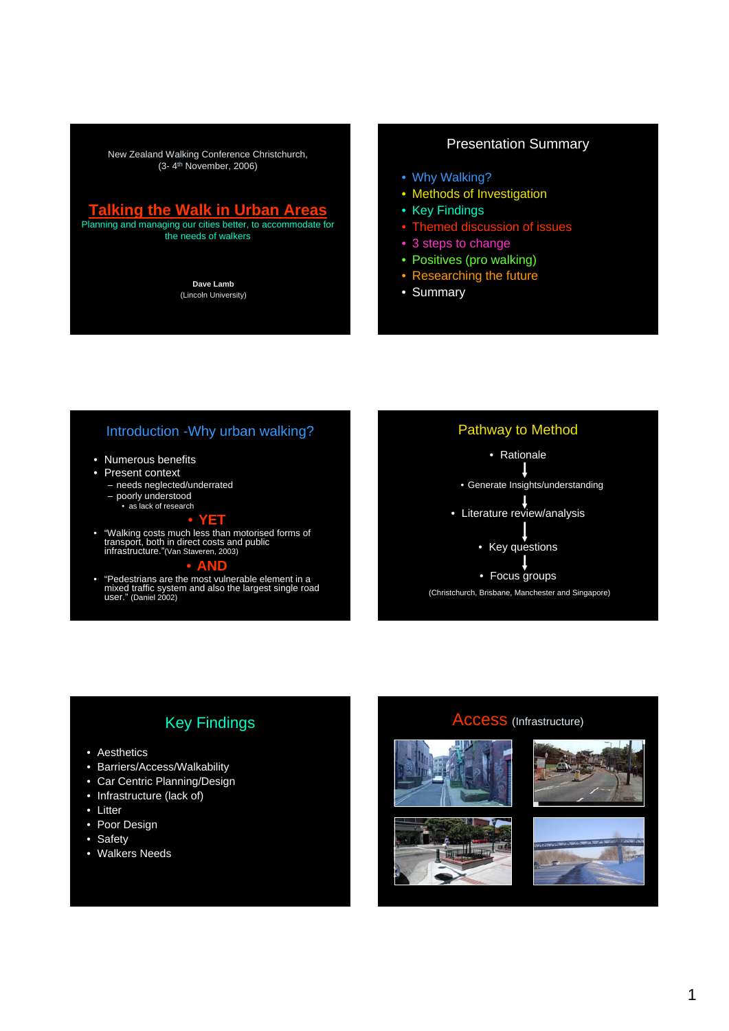New Zealand Walking Conference Christchurch, (3- 4th November, 2006)

# Talking the Walk in Urban Areas

Planning and managing our cities better, to accommodate for the needs of walkers

**Dave Lamb**
(Lincoln University)

## Presentation Summary

- Why Walking?
- Methods of Investigation
- Key Findings
- Themed discussion of issues
- 3 steps to change
- Positives (pro walking)
- Researching the future
- Summary

## Introduction -Why urban walking?

- Numerous benefits
- Present context
  - needs neglected/underrated
  - poorly understood
    - as lack of research
- **YET**
- "Walking costs much less than motorised forms of transport, both in direct costs and public infrastructure."(Van Staveren, 2003)
- **AND**
- "Pedestrians are the most vulnerable element in a mixed traffic system and also the largest single road user." (Daniel 2002)

## Pathway to Method

- Rationale
- Generate Insights/understanding
- Literature review/analysis
- Key questions
- Focus groups

(Christchurch, Brisbane, Manchester and Singapore)

## Key Findings

- Aesthetics
- Barriers/Access/Walkability
- Car Centric Planning/Design
- Infrastructure (lack of)
- Litter
- Poor Design
- Safety
- Walkers Needs

## Access (Infrastructure)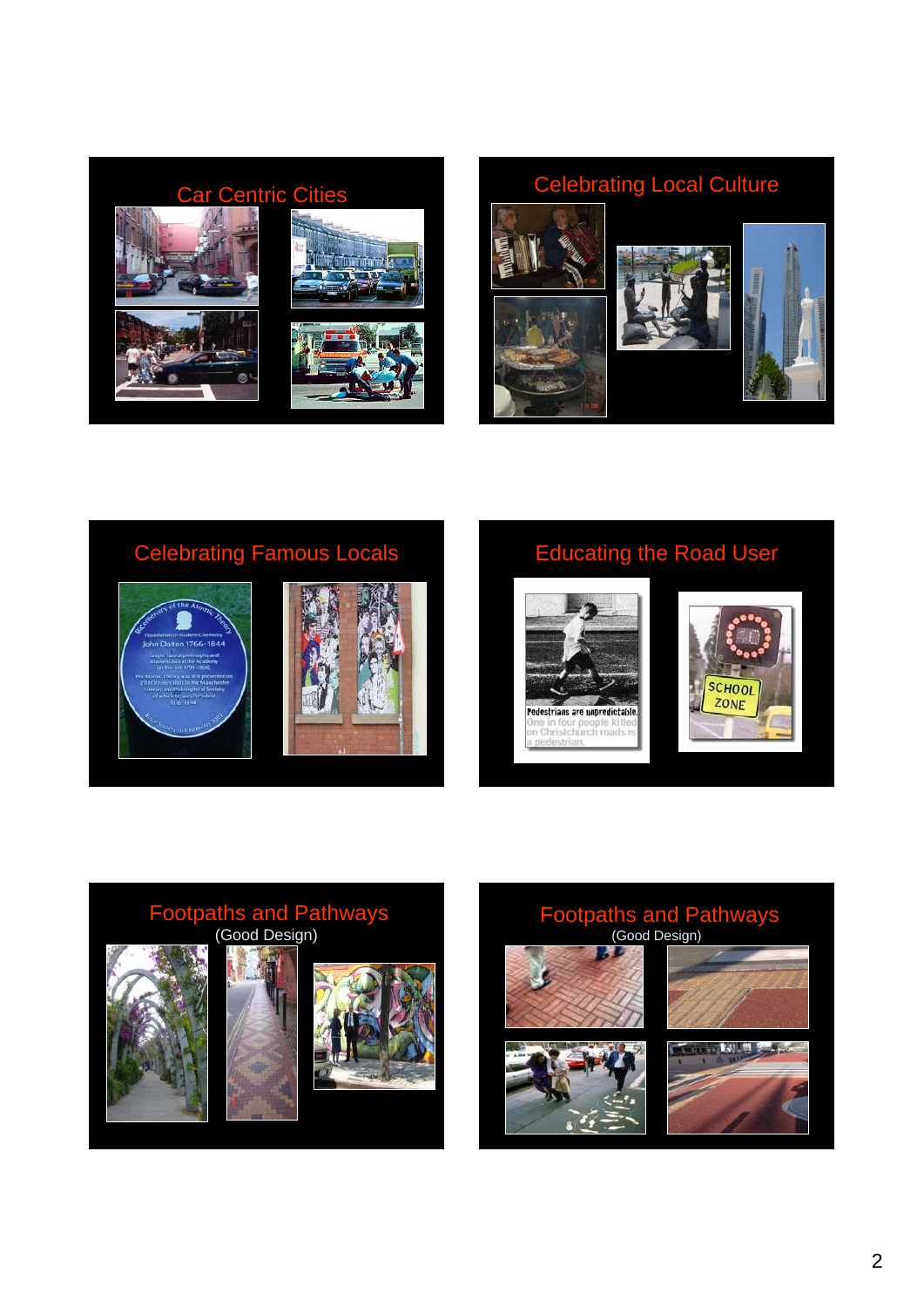## Car Centric Cities

## Celebrating Local Culture

## Celebrating Famous Locals

## Educating the Road User

Pedestrians are unpredictable. One in four people killed on Christchurch roads is a pedestrian.

SCHOOL ZONE

## Footpaths and Pathways

(Good Design)

## Footpaths and Pathways

(Good Design)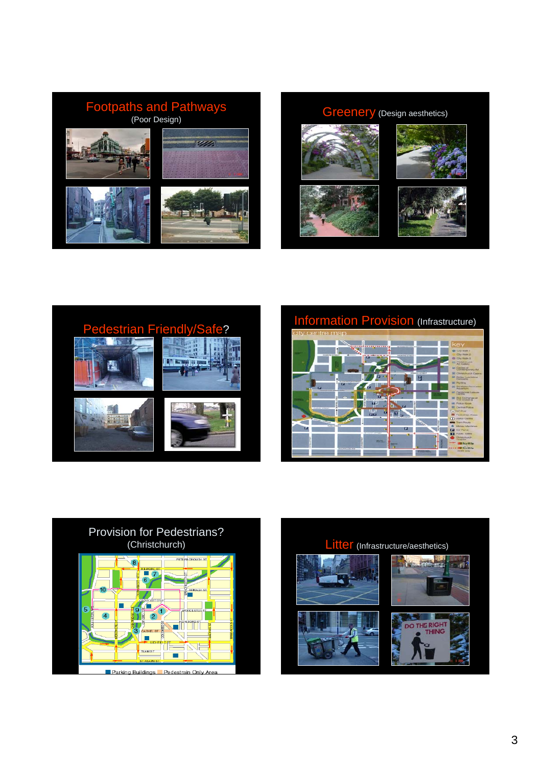## Footpaths and Pathways
(Poor Design)

## Greenery (Design aesthetics)

## Pedestrian Friendly/Safe?

## Information Provision (Infrastructure)

## Provision for Pedestrians?
(Christchurch)

Parking Buildings   Pedestrain Only Area

## Litter (Infrastructure/aesthetics)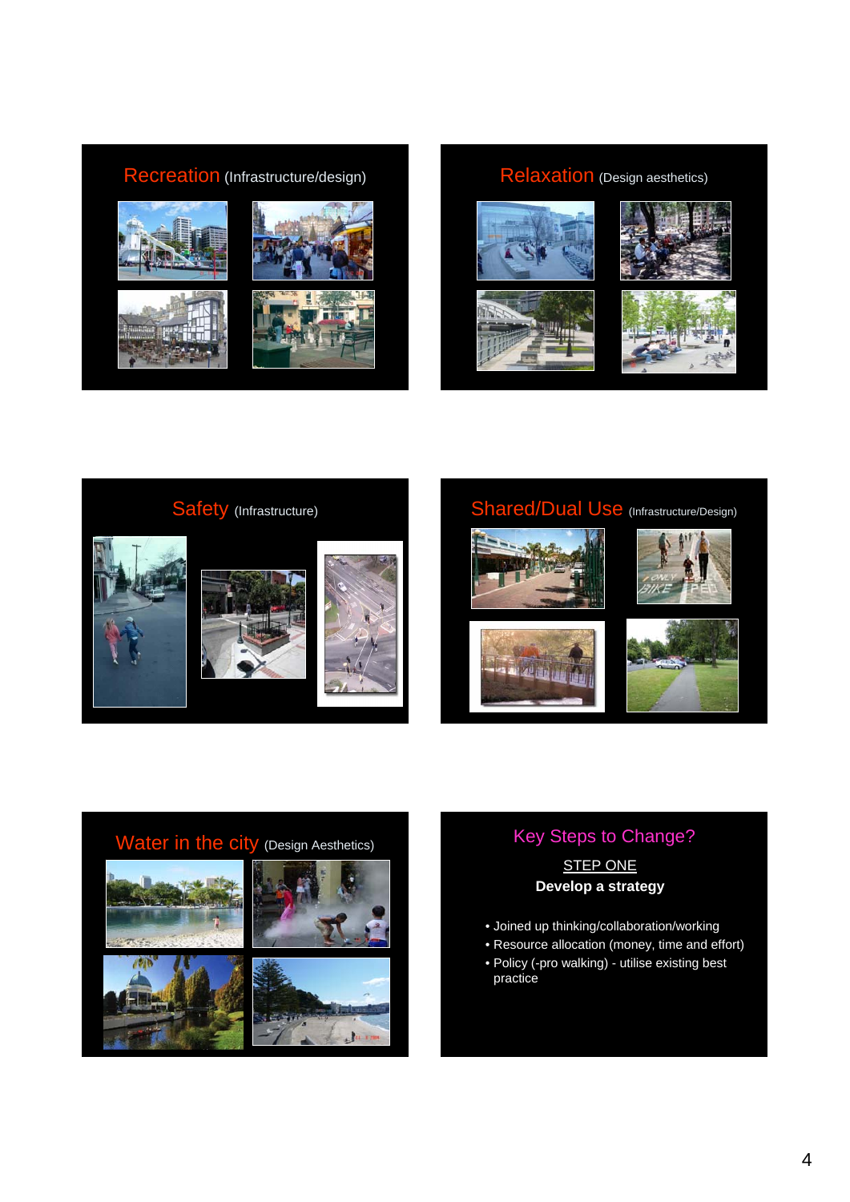## Recreation (Infrastructure/design)

## Relaxation (Design aesthetics)

## Safety (Infrastructure)

## Shared/Dual Use (Infrastructure/Design)

## Water in the city (Design Aesthetics)

## Key Steps to Change?

STEP ONE

**Develop a strategy**

- Joined up thinking/collaboration/working
- Resource allocation (money, time and effort)
- Policy (-pro walking) - utilise existing best practice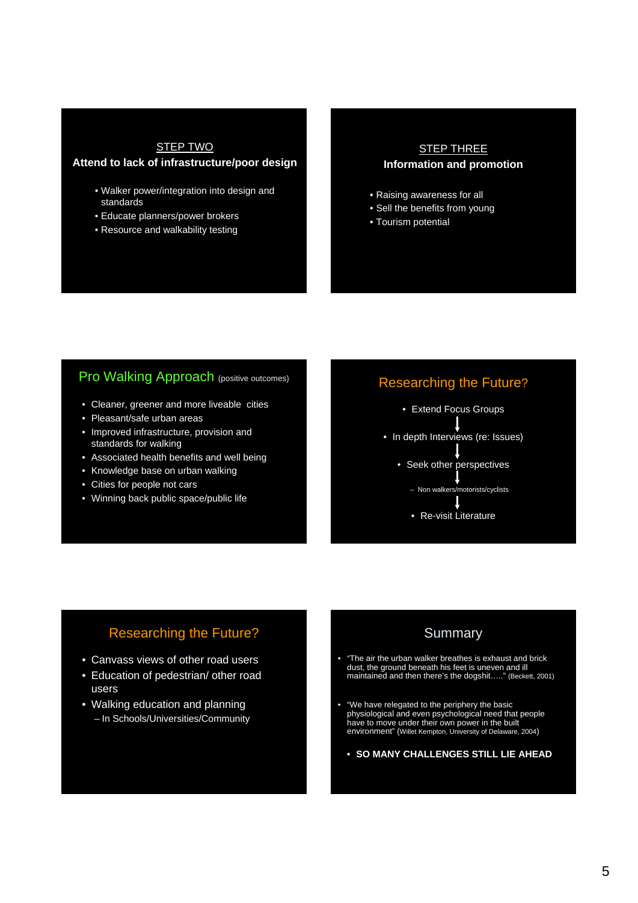## STEP TWO

**Attend to lack of infrastructure/poor design**

- Walker power/integration into design and standards
- Educate planners/power brokers
- Resource and walkability testing

## STEP THREE

**Information and promotion**

- Raising awareness for all
- Sell the benefits from young
- Tourism potential

## Pro Walking Approach (positive outcomes)

- Cleaner, greener and more liveable cities
- Pleasant/safe urban areas
- Improved infrastructure, provision and standards for walking
- Associated health benefits and well being
- Knowledge base on urban walking
- Cities for people not cars
- Winning back public space/public life

## Researching the Future?

- Extend Focus Groups

↓

- In depth Interviews (re: Issues)

↓

- Seek other perspectives

↓

  - Non walkers/motorists/cyclists

↓

- Re-visit Literature

## Researching the Future?

- Canvass views of other road users
- Education of pedestrian/ other road users
- Walking education and planning
  - In Schools/Universities/Community

## Summary

- "The air the urban walker breathes is exhaust and brick dust, the ground beneath his feet is uneven and ill maintained and then there's the dogshit….." (Beckett, 2001)

- "We have relegated to the periphery the basic physiological and even psychological need that people have to move under their own power in the built environment" (Willet Kempton, University of Delaware, 2004)

- **SO MANY CHALLENGES STILL LIE AHEAD**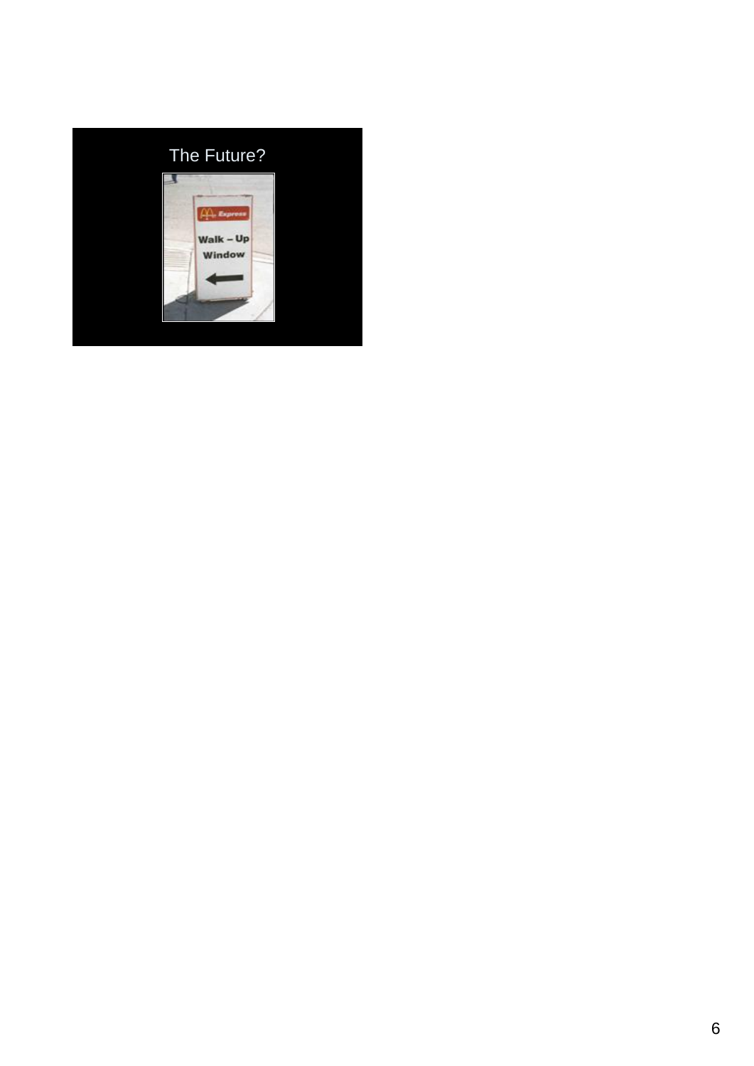The Future?

Express

Walk – Up
Window